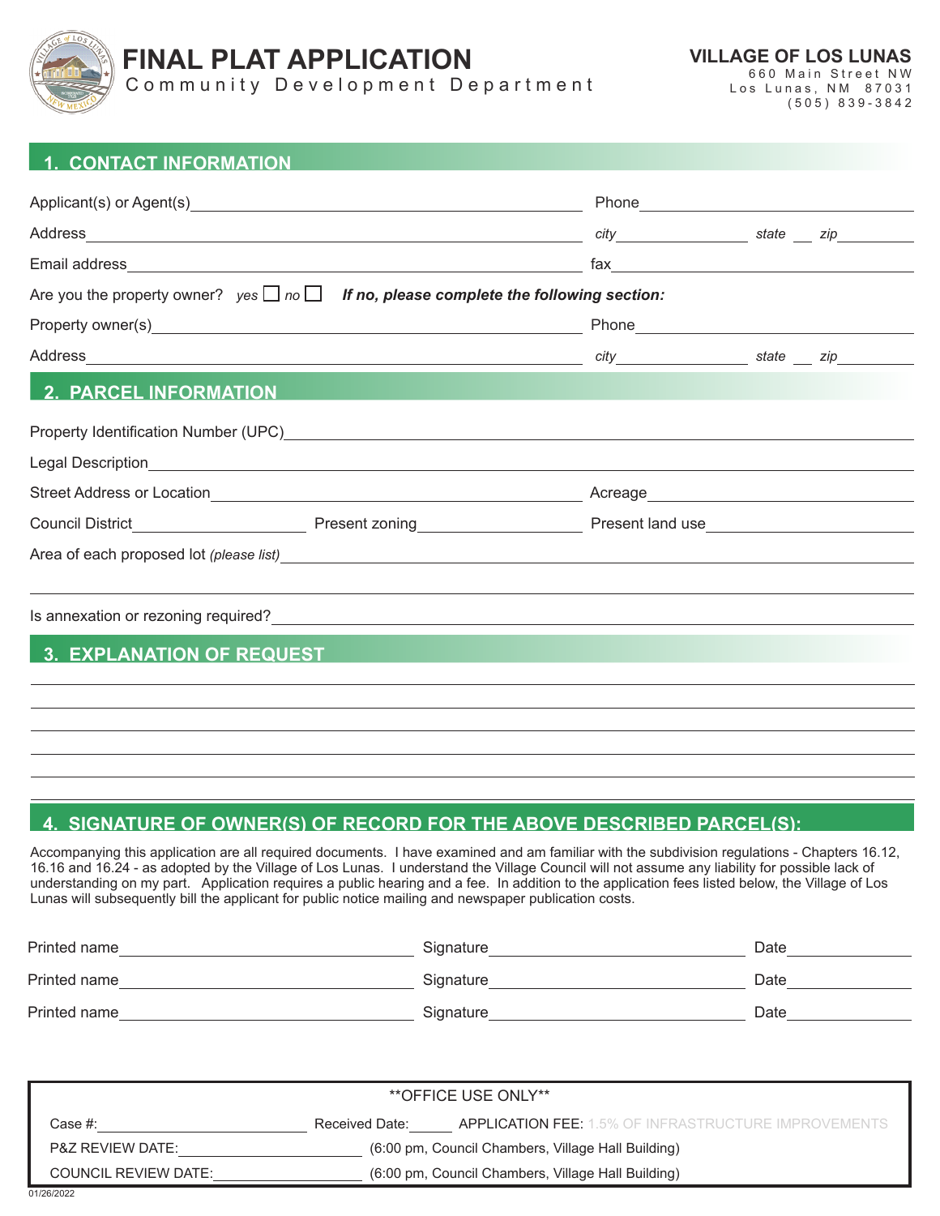# FINAL PLAT APPLICATION

Community Development Department

**VILLAGE OF LOS LUNAS**
660 Main Street NW
Los Lunas, NM 87031
(505) 839-3842

## 1. CONTACT INFORMATION

Applicant(s) or Agent(s)______________________ Phone______________________

Address______________________ *city*__________ *state*___ *zip*________

Email address______________________ fax______________________

Are you the property owner? *yes* ☐ *no* ☐ ***If no, please complete the following section:***

Property owner(s)______________________ Phone______________________

Address______________________ *city*__________ *state*___ *zip*________

## 2. PARCEL INFORMATION

Property Identification Number (UPC)______________________

Legal Description______________________

Street Address or Location______________________ Acreage______________________

Council District__________ Present zoning__________ Present land use__________

Area of each proposed lot *(please list)*______________________

Is annexation or rezoning required?______________________

## 3. EXPLANATION OF REQUEST

______________________

## 4. SIGNATURE OF OWNER(S) OF RECORD FOR THE ABOVE DESCRIBED PARCEL(S):

Accompanying this application are all required documents. I have examined and am familiar with the subdivision regulations - Chapters 16.12, 16.16 and 16.24 - as adopted by the Village of Los Lunas. I understand the Village Council will not assume any liability for possible lack of understanding on my part. Application requires a public hearing and a fee. In addition to the application fees listed below, the Village of Los Lunas will subsequently bill the applicant for public notice mailing and newspaper publication costs.

Printed name______________________ Signature______________________ Date__________

Printed name______________________ Signature______________________ Date__________

Printed name______________________ Signature______________________ Date__________

**OFFICE USE ONLY**

Case #:______________ Received Date:______ APPLICATION FEE: 1.5% OF INFRASTRUCTURE IMPROVEMENTS

P&Z REVIEW DATE:______________ (6:00 pm, Council Chambers, Village Hall Building)

COUNCIL REVIEW DATE:______________ (6:00 pm, Council Chambers, Village Hall Building)

01/26/2022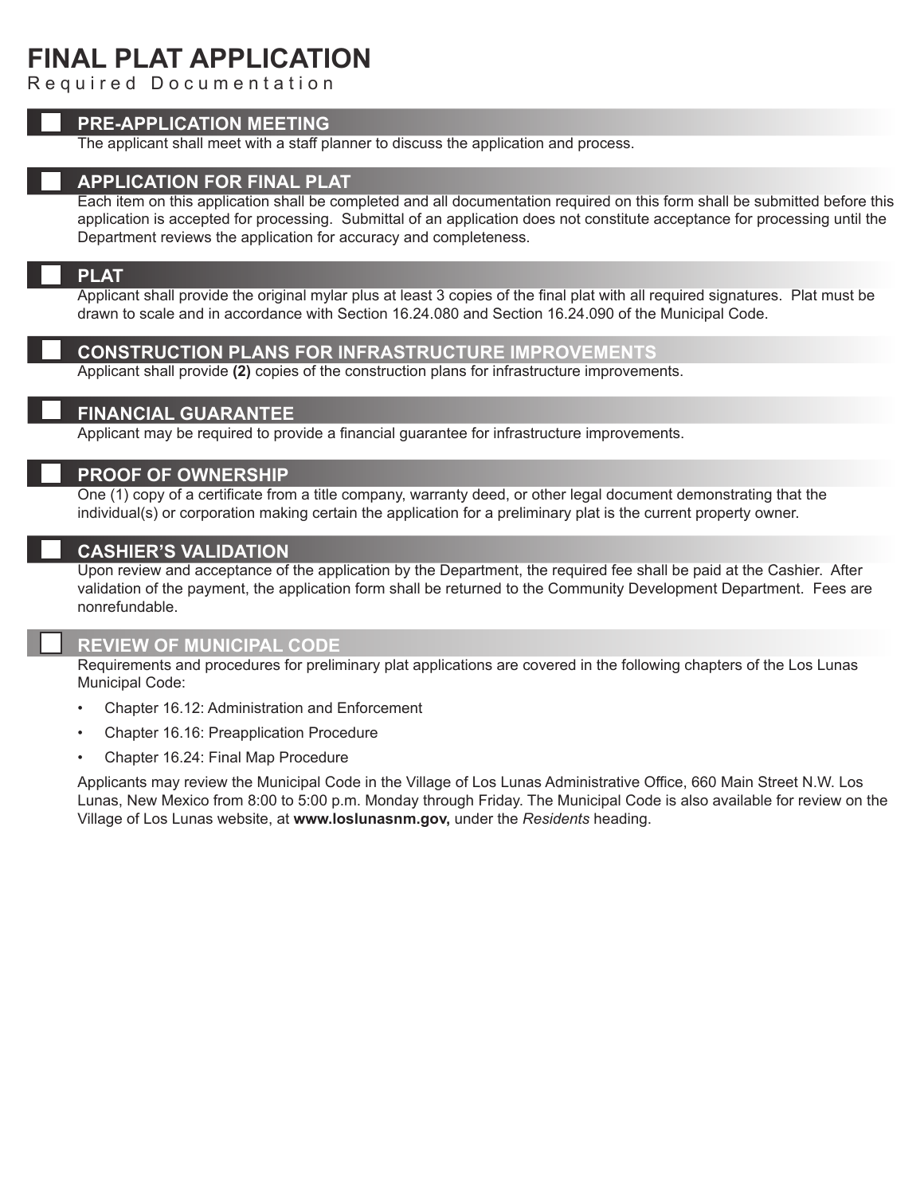# FINAL PLAT APPLICATION

Required Documentation

## ☐ PRE-APPLICATION MEETING

The applicant shall meet with a staff planner to discuss the application and process.

## ☐ APPLICATION FOR FINAL PLAT

Each item on this application shall be completed and all documentation required on this form shall be submitted before this application is accepted for processing. Submittal of an application does not constitute acceptance for processing until the Department reviews the application for accuracy and completeness.

## ☐ PLAT

Applicant shall provide the original mylar plus at least 3 copies of the final plat with all required signatures. Plat must be drawn to scale and in accordance with Section 16.24.080 and Section 16.24.090 of the Municipal Code.

## ☐ CONSTRUCTION PLANS FOR INFRASTRUCTURE IMPROVEMENTS

Applicant shall provide **(2)** copies of the construction plans for infrastructure improvements.

## ☐ FINANCIAL GUARANTEE

Applicant may be required to provide a financial guarantee for infrastructure improvements.

## ☐ PROOF OF OWNERSHIP

One (1) copy of a certificate from a title company, warranty deed, or other legal document demonstrating that the individual(s) or corporation making certain the application for a preliminary plat is the current property owner.

## ☐ CASHIER'S VALIDATION

Upon review and acceptance of the application by the Department, the required fee shall be paid at the Cashier. After validation of the payment, the application form shall be returned to the Community Development Department. Fees are nonrefundable.

## ☐ REVIEW OF MUNICIPAL CODE

Requirements and procedures for preliminary plat applications are covered in the following chapters of the Los Lunas Municipal Code:

- Chapter 16.12: Administration and Enforcement
- Chapter 16.16: Preapplication Procedure
- Chapter 16.24: Final Map Procedure

Applicants may review the Municipal Code in the Village of Los Lunas Administrative Office, 660 Main Street N.W. Los Lunas, New Mexico from 8:00 to 5:00 p.m. Monday through Friday. The Municipal Code is also available for review on the Village of Los Lunas website, at **www.loslunasnm.gov,** under the *Residents* heading.